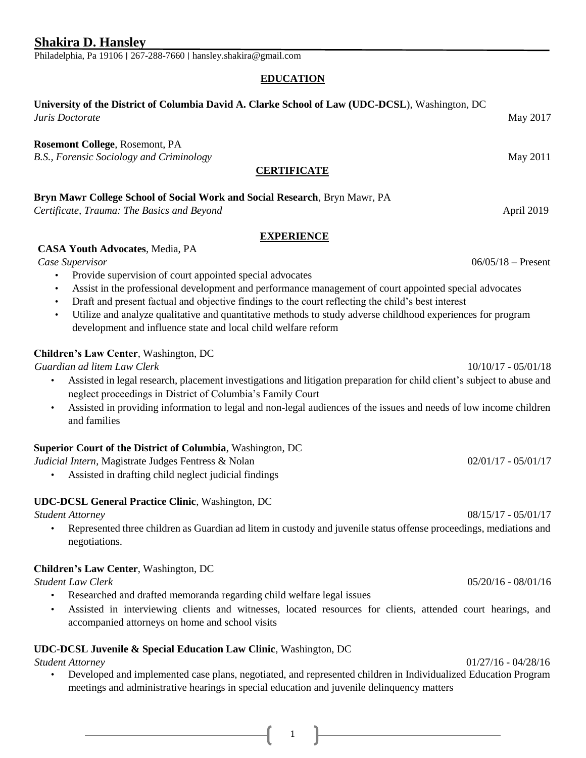# Shakira D. Hansley

Philadelphia, Pa 19106 | 267-288-7660 | hansley.shakira@gmail.com

## EDUCATION

**University of the District of Columbia David A. Clarke School of Law (UDC-DCSL)**, Washington, DC
*Juris Doctorate* May 2017

**Rosemont College**, Rosemont, PA
*B.S., Forensic Sociology and Criminology* May 2011

## CERTIFICATE

**Bryn Mawr College School of Social Work and Social Research**, Bryn Mawr, PA
*Certificate, Trauma: The Basics and Beyond* April 2019

## EXPERIENCE

**CASA Youth Advocates**, Media, PA
*Case Supervisor* 06/05/18 – Present

- Provide supervision of court appointed special advocates
- Assist in the professional development and performance management of court appointed special advocates
- Draft and present factual and objective findings to the court reflecting the child's best interest
- Utilize and analyze qualitative and quantitative methods to study adverse childhood experiences for program development and influence state and local child welfare reform

**Children's Law Center**, Washington, DC
*Guardian ad litem Law Clerk* 10/10/17 - 05/01/18

- Assisted in legal research, placement investigations and litigation preparation for child client's subject to abuse and neglect proceedings in District of Columbia's Family Court
- Assisted in providing information to legal and non-legal audiences of the issues and needs of low income children and families

**Superior Court of the District of Columbia**, Washington, DC
*Judicial Intern*, Magistrate Judges Fentress & Nolan 02/01/17 - 05/01/17

- Assisted in drafting child neglect judicial findings

**UDC-DCSL General Practice Clinic**, Washington, DC
*Student Attorney* 08/15/17 - 05/01/17

- Represented three children as Guardian ad litem in custody and juvenile status offense proceedings, mediations and negotiations.

**Children's Law Center**, Washington, DC
*Student Law Clerk* 05/20/16 - 08/01/16

- Researched and drafted memoranda regarding child welfare legal issues
- Assisted in interviewing clients and witnesses, located resources for clients, attended court hearings, and accompanied attorneys on home and school visits

**UDC-DCSL Juvenile & Special Education Law Clinic**, Washington, DC
*Student Attorney* 01/27/16 - 04/28/16

- Developed and implemented case plans, negotiated, and represented children in Individualized Education Program meetings and administrative hearings in special education and juvenile delinquency matters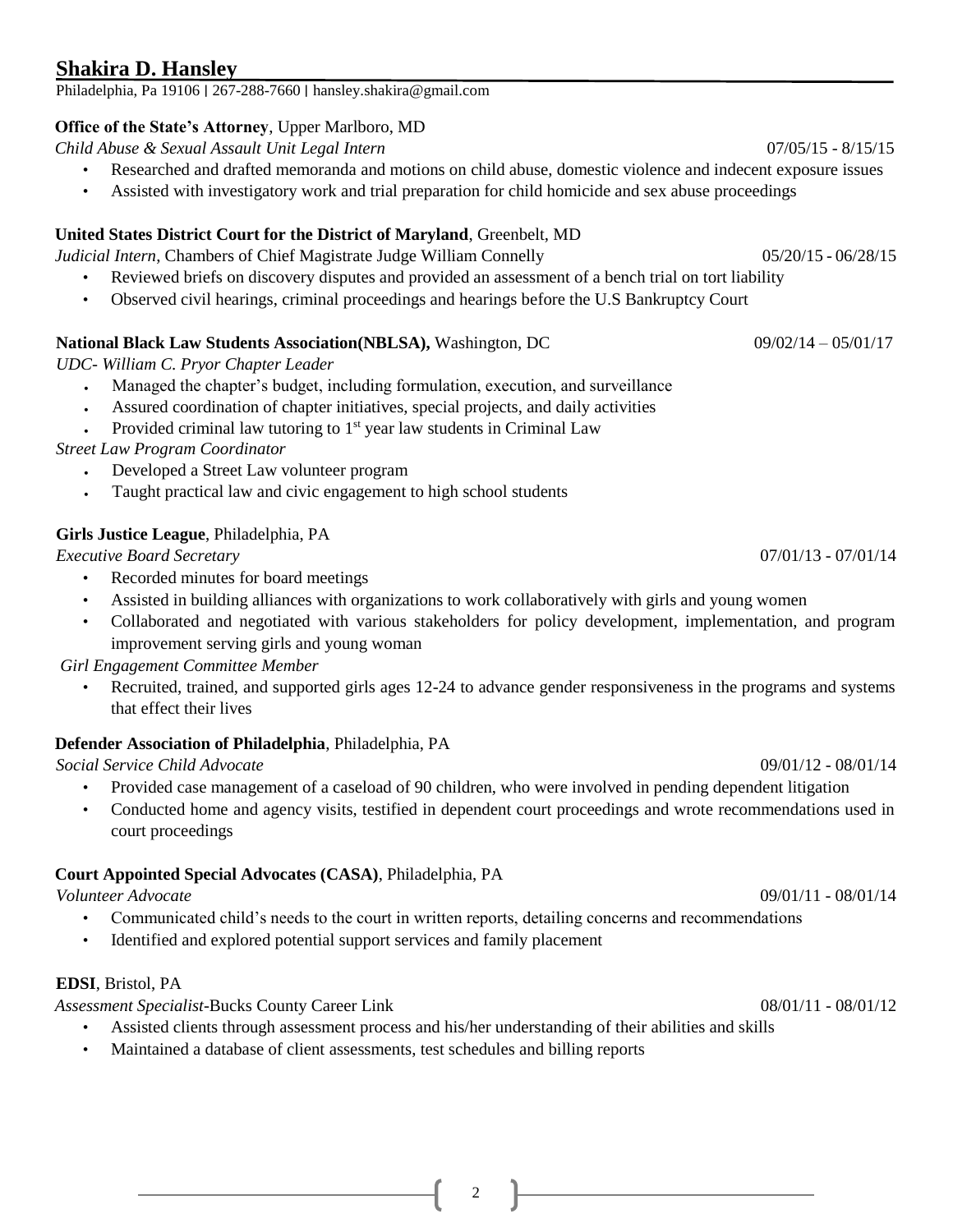## Shakira D. Hansley

Philadelphia, Pa 19106 | 267-288-7660 | hansley.shakira@gmail.com

**Office of the State's Attorney**, Upper Marlboro, MD

*Child Abuse & Sexual Assault Unit Legal Intern* 07/05/15 - 8/15/15

- Researched and drafted memoranda and motions on child abuse, domestic violence and indecent exposure issues
- Assisted with investigatory work and trial preparation for child homicide and sex abuse proceedings

**United States District Court for the District of Maryland**, Greenbelt, MD

*Judicial Intern*, Chambers of Chief Magistrate Judge William Connelly 05/20/15 - 06/28/15

- Reviewed briefs on discovery disputes and provided an assessment of a bench trial on tort liability
- Observed civil hearings, criminal proceedings and hearings before the U.S Bankruptcy Court

**National Black Law Students Association(NBLSA),** Washington, DC 09/02/14 – 05/01/17

*UDC- William C. Pryor Chapter Leader*

- Managed the chapter's budget, including formulation, execution, and surveillance
- Assured coordination of chapter initiatives, special projects, and daily activities
- Provided criminal law tutoring to 1st year law students in Criminal Law

*Street Law Program Coordinator*

- Developed a Street Law volunteer program
- Taught practical law and civic engagement to high school students

**Girls Justice League**, Philadelphia, PA

*Executive Board Secretary* 07/01/13 - 07/01/14

- Recorded minutes for board meetings
- Assisted in building alliances with organizations to work collaboratively with girls and young women
- Collaborated and negotiated with various stakeholders for policy development, implementation, and program improvement serving girls and young woman

*Girl Engagement Committee Member*

- Recruited, trained, and supported girls ages 12-24 to advance gender responsiveness in the programs and systems that effect their lives

**Defender Association of Philadelphia**, Philadelphia, PA

*Social Service Child Advocate* 09/01/12 - 08/01/14

- Provided case management of a caseload of 90 children, who were involved in pending dependent litigation
- Conducted home and agency visits, testified in dependent court proceedings and wrote recommendations used in court proceedings

**Court Appointed Special Advocates (CASA)**, Philadelphia, PA

*Volunteer Advocate* 09/01/11 - 08/01/14

- Communicated child's needs to the court in written reports, detailing concerns and recommendations
- Identified and explored potential support services and family placement

**EDSI**, Bristol, PA

*Assessment Specialist*-Bucks County Career Link 08/01/11 - 08/01/12

- Assisted clients through assessment process and his/her understanding of their abilities and skills
- Maintained a database of client assessments, test schedules and billing reports